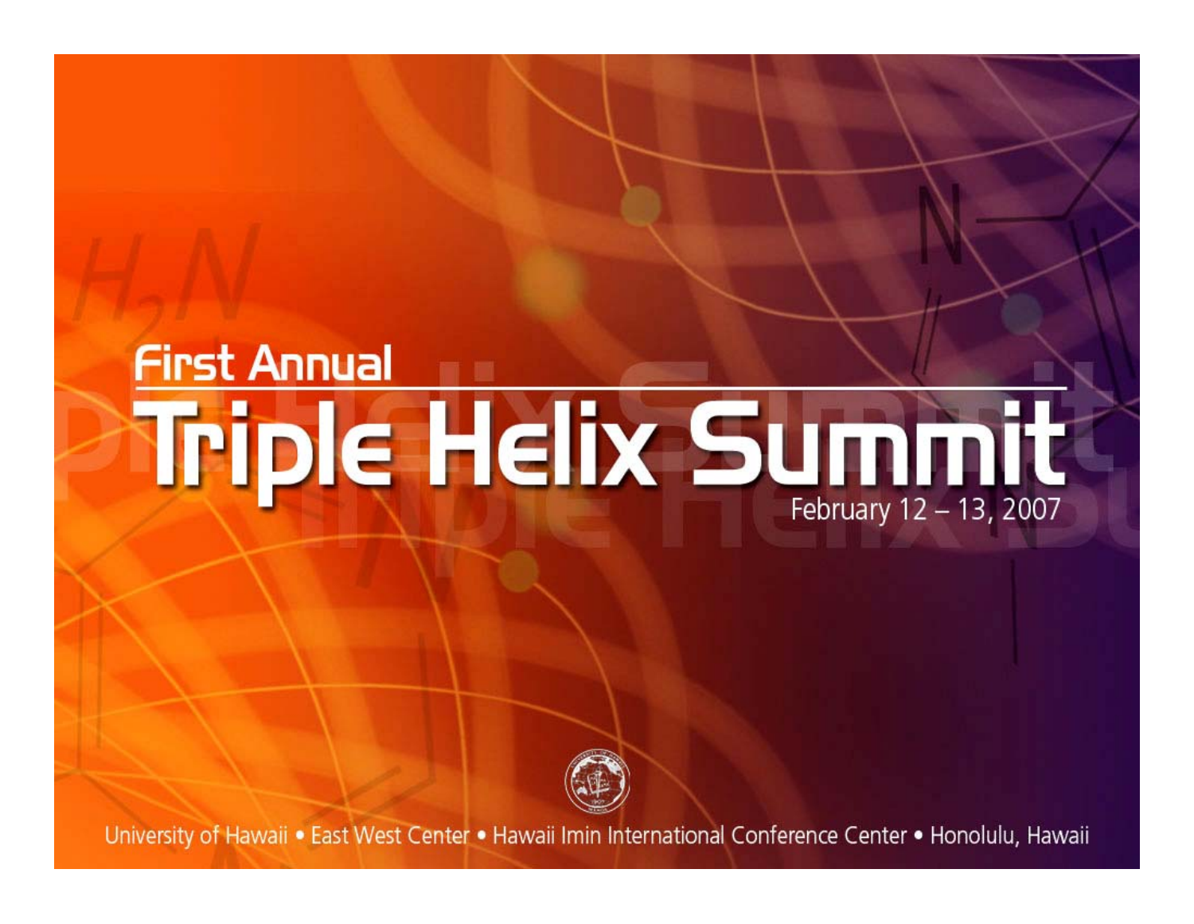First Annual

# Triple Helix Summit

February 12 – 13, 2007

University of Hawaii • East West Center • Hawaii Imin International Conference Center • Honolulu, Hawaii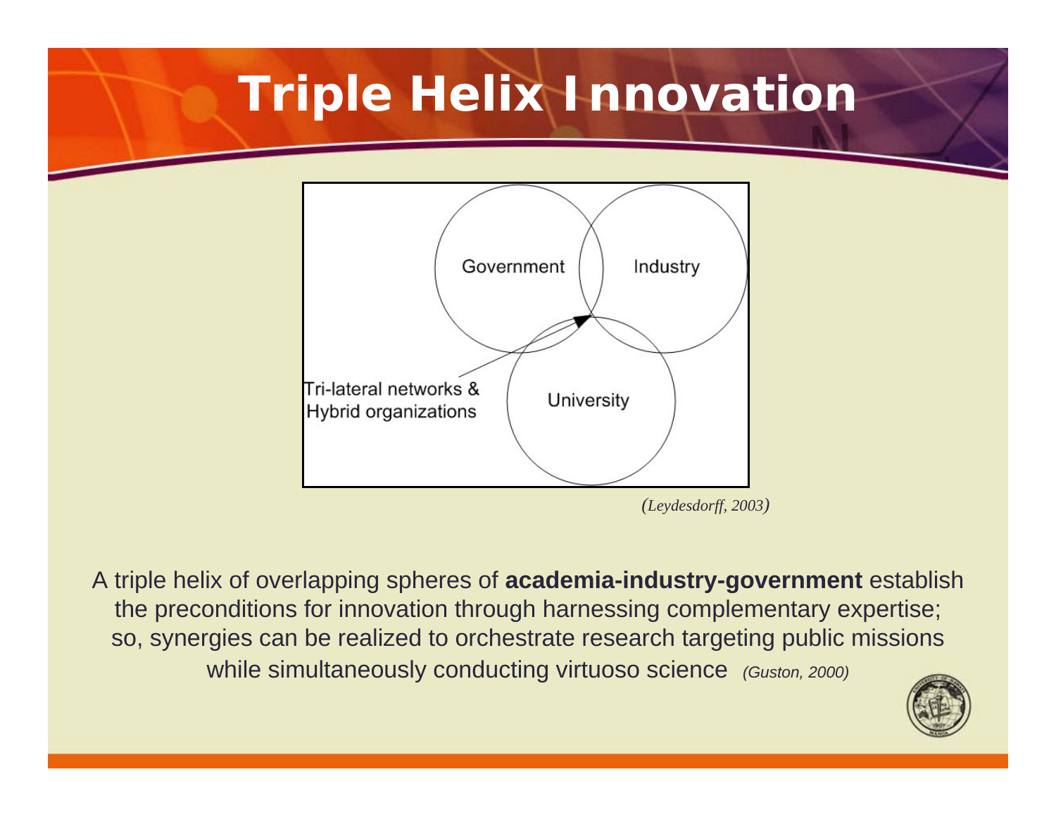# Triple Helix Innovation

Government

Industry

University

Tri-lateral networks & Hybrid organizations

*(Leydesdorff, 2003)*

A triple helix of overlapping spheres of **academia-industry-government** establish the preconditions for innovation through harnessing complementary expertise; so, synergies can be realized to orchestrate research targeting public missions while simultaneously conducting virtuoso science *(Guston, 2000)*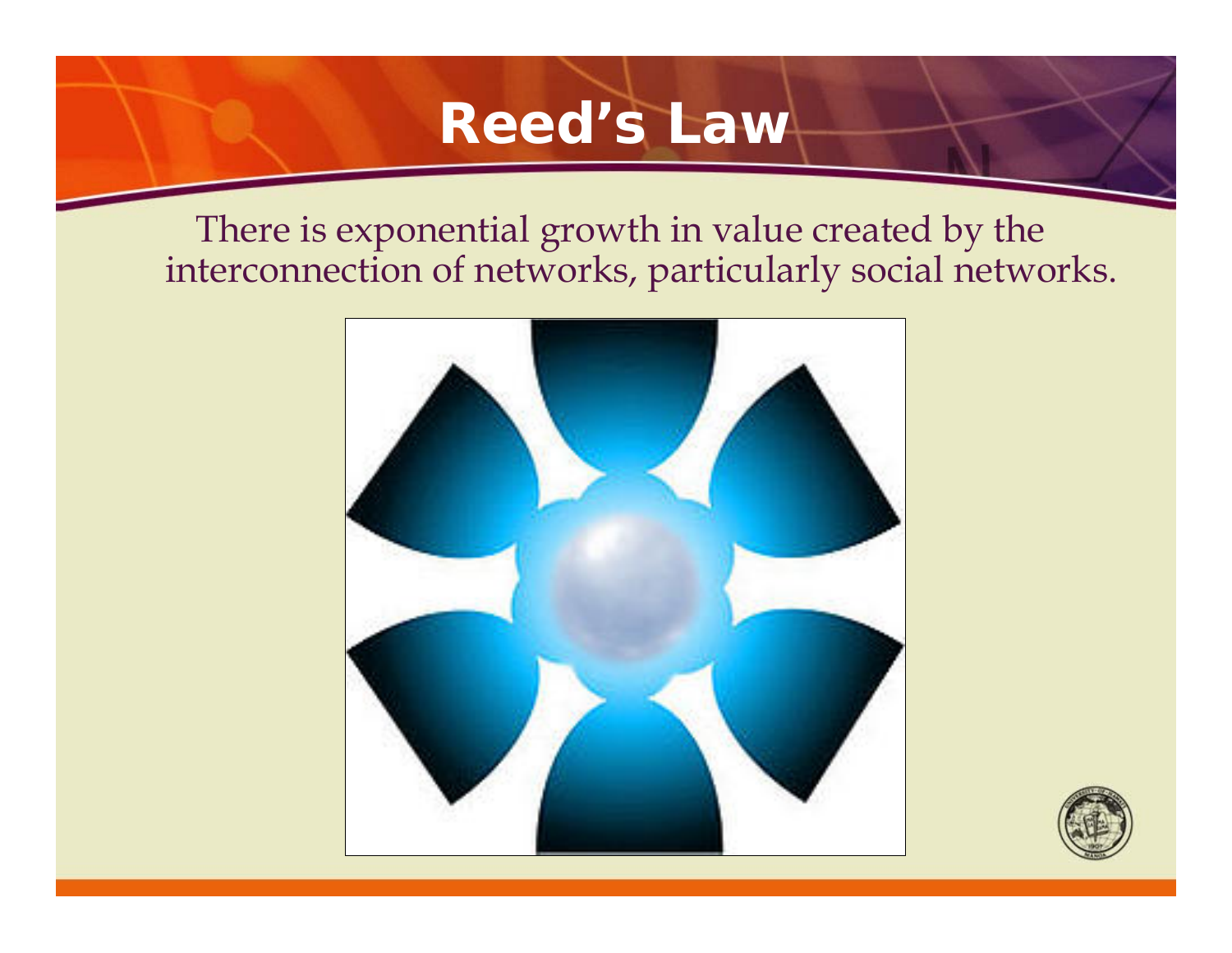# Reed's Law

There is exponential growth in value created by the interconnection of networks, particularly social networks.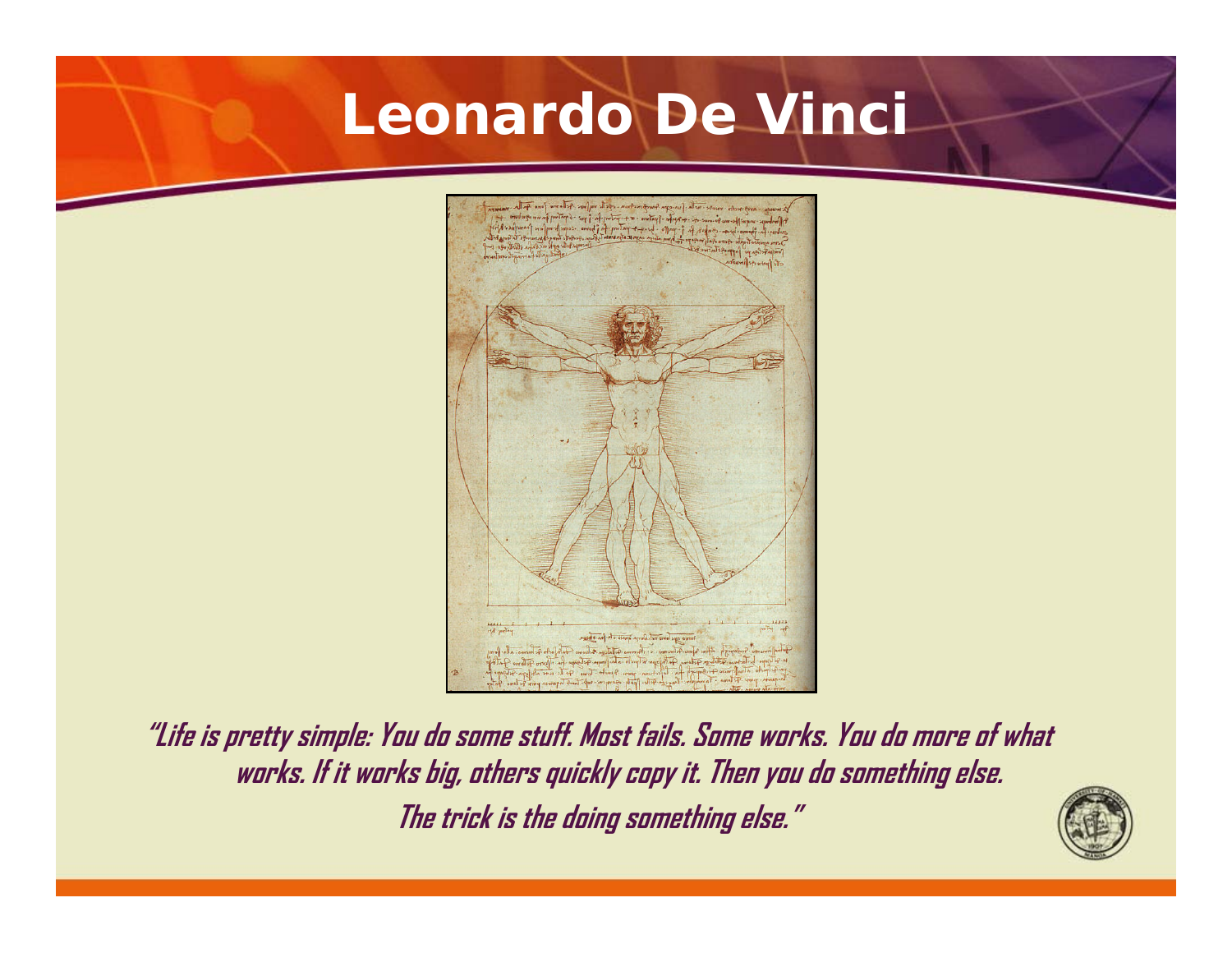# Leonardo De Vinci

*"Life is pretty simple: You do some stuff. Most fails. Some works. You do more of what works. If it works big, others quickly copy it. Then you do something else. The trick is the doing something else."*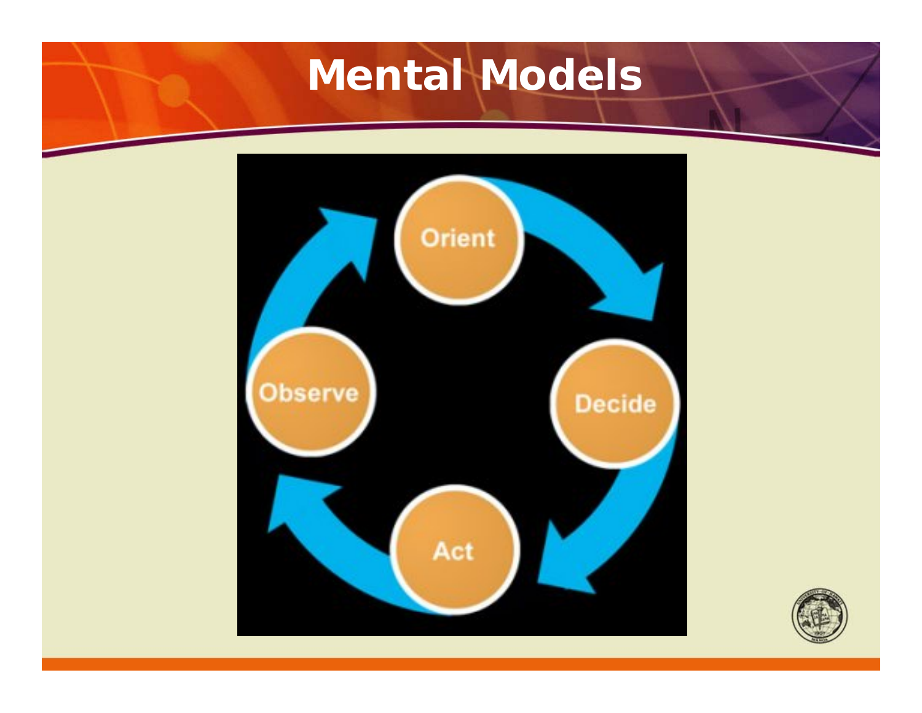# Mental Models

Orient

Decide

Act

Observe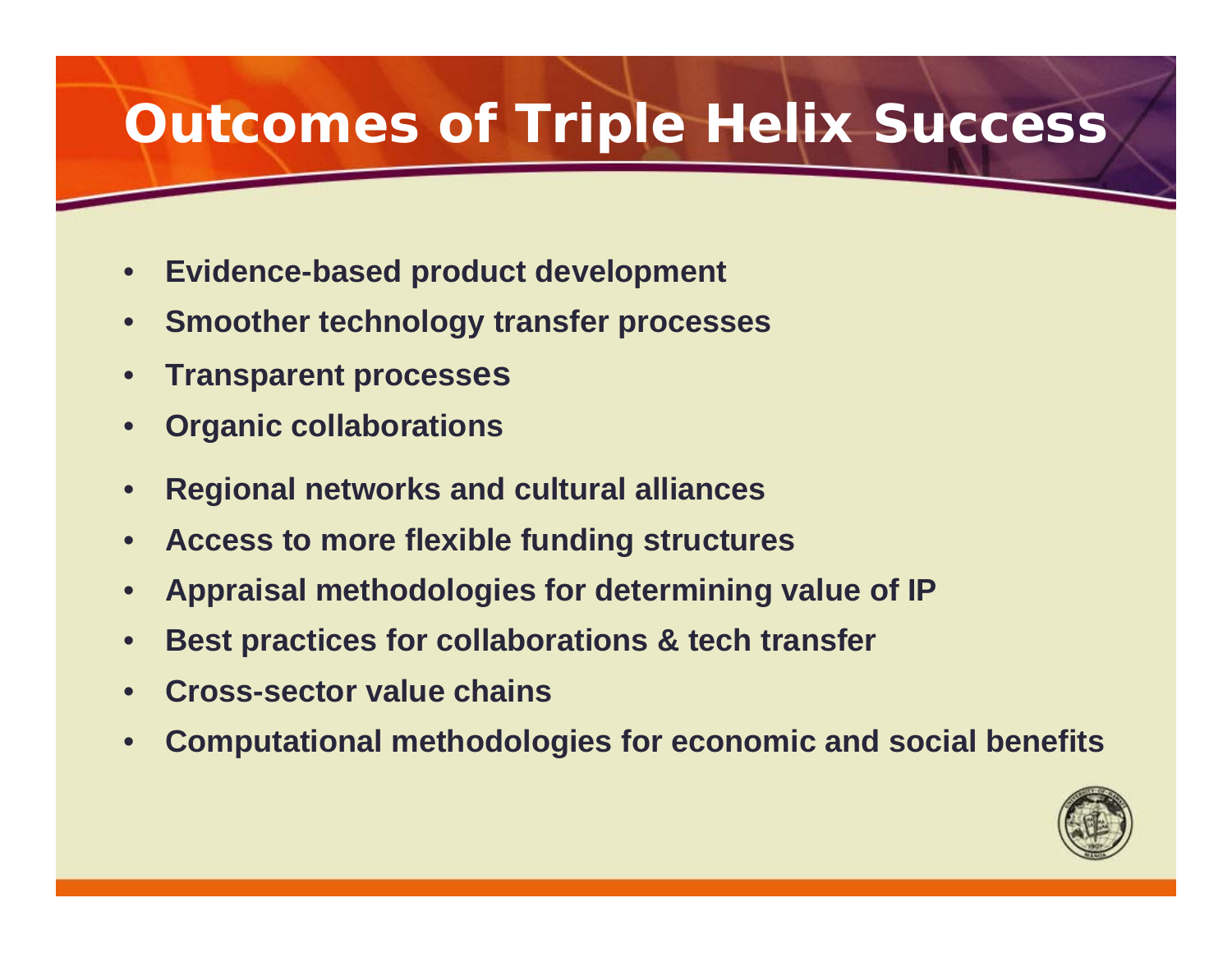# Outcomes of Triple Helix Success

- **Evidence-based product development**
- **Smoother technology transfer processes**
- **Transparent processes**
- **Organic collaborations**
- **Regional networks and cultural alliances**
- **Access to more flexible funding structures**
- **Appraisal methodologies for determining value of IP**
- **Best practices for collaborations & tech transfer**
- **Cross-sector value chains**
- **Computational methodologies for economic and social benefits**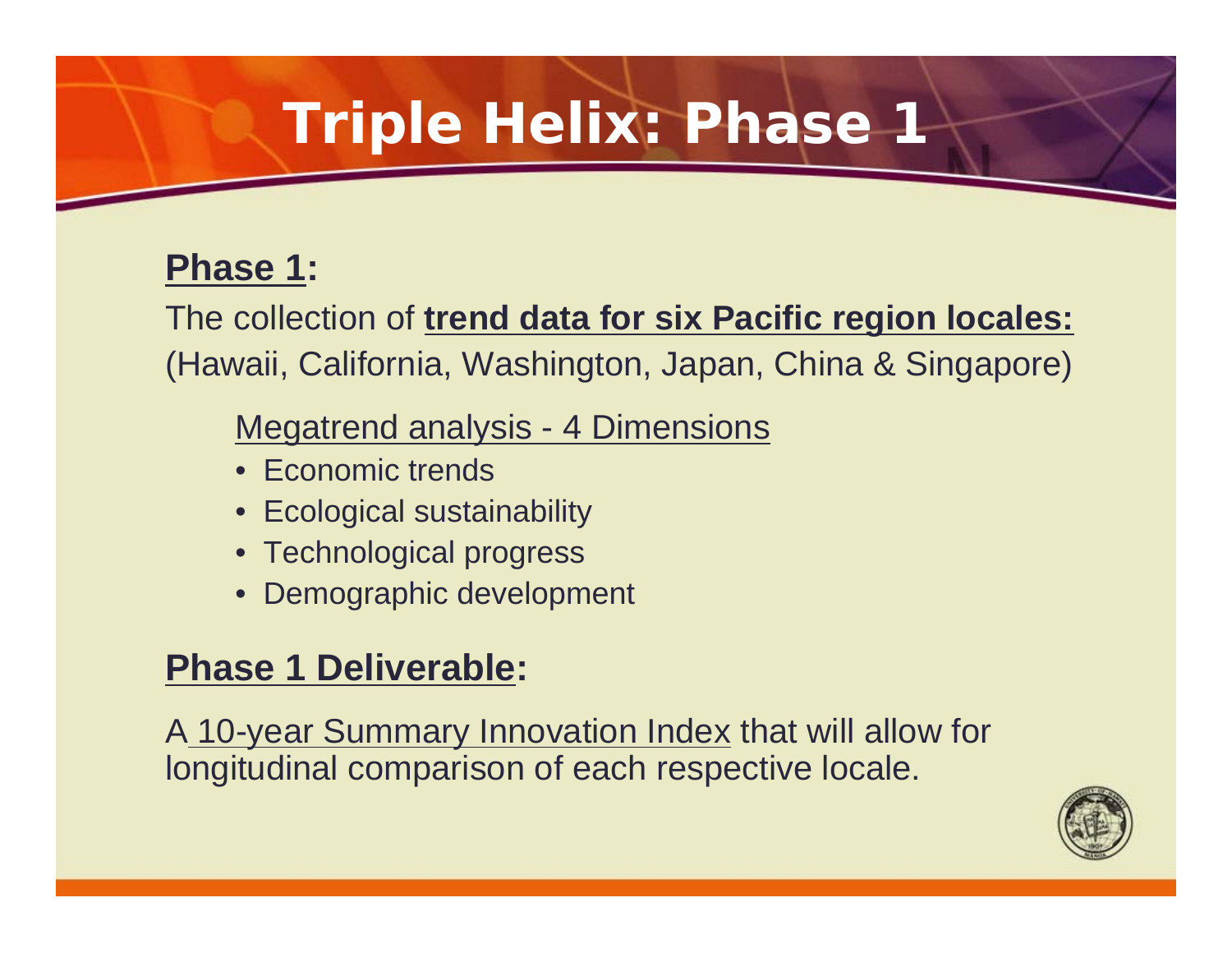# Triple Helix: Phase 1

**Phase 1:**

The collection of **trend data for six Pacific region locales:** (Hawaii, California, Washington, Japan, China & Singapore)

Megatrend analysis - 4 Dimensions

- Economic trends
- Ecological sustainability
- Technological progress
- Demographic development

**Phase 1 Deliverable:**

A 10-year Summary Innovation Index that will allow for longitudinal comparison of each respective locale.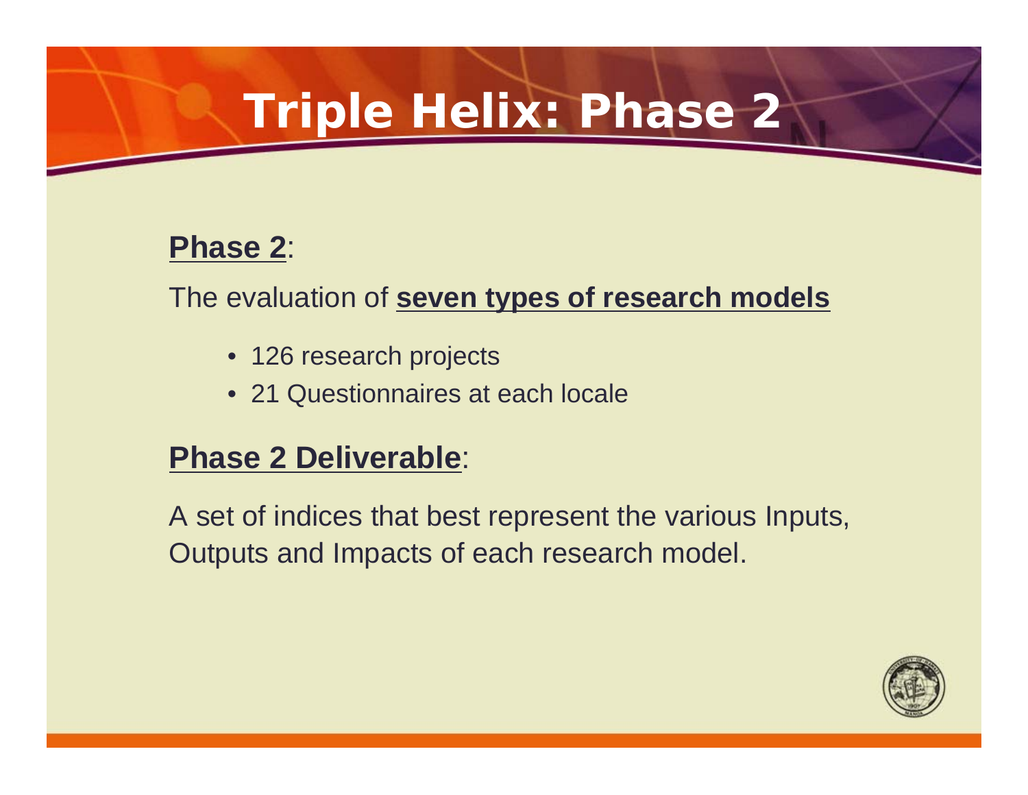# Triple Helix: Phase 2

**Phase 2**:

The evaluation of **seven types of research models**

- 126 research projects
- 21 Questionnaires at each locale

**Phase 2 Deliverable**:

A set of indices that best represent the various Inputs, Outputs and Impacts of each research model.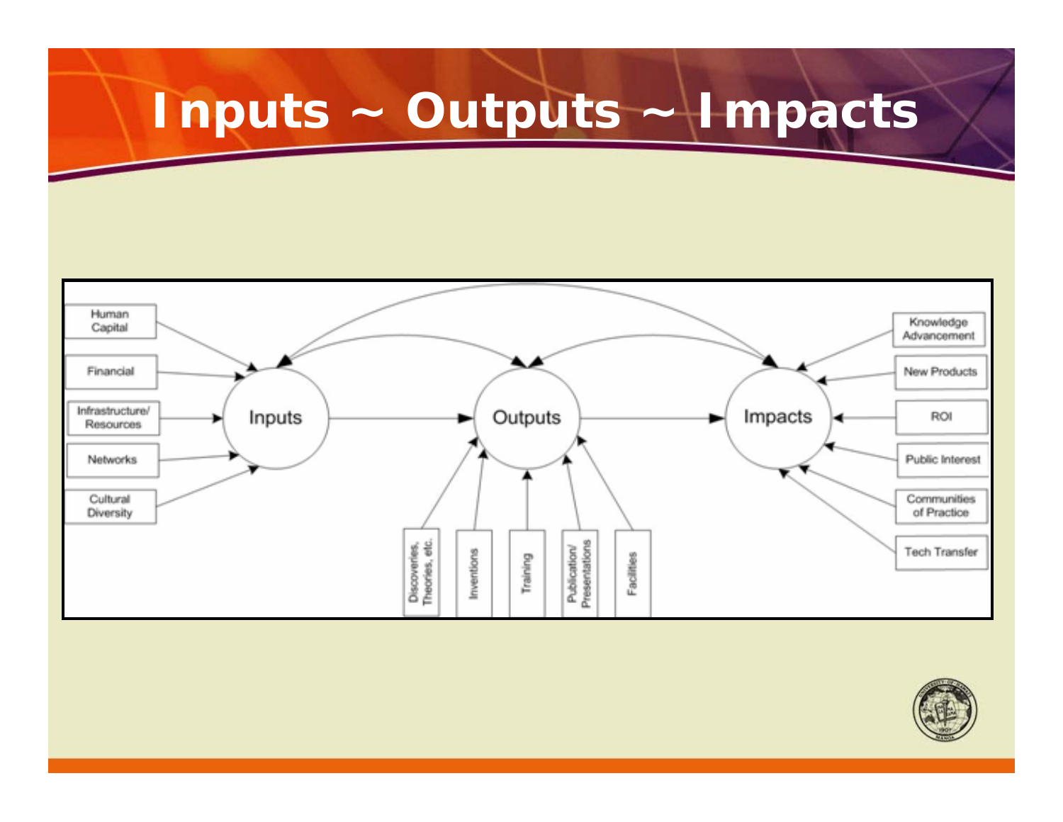# Inputs ~ Outputs ~ Impacts

Human Capital

Financial

Infrastructure/ Resources

Networks

Cultural Diversity

Inputs

Outputs

Impacts

Discoveries, Theories, etc.

Inventions

Training

Publication/ Presentations

Facilities

Knowledge Advancement

New Products

ROI

Public Interest

Communities of Practice

Tech Transfer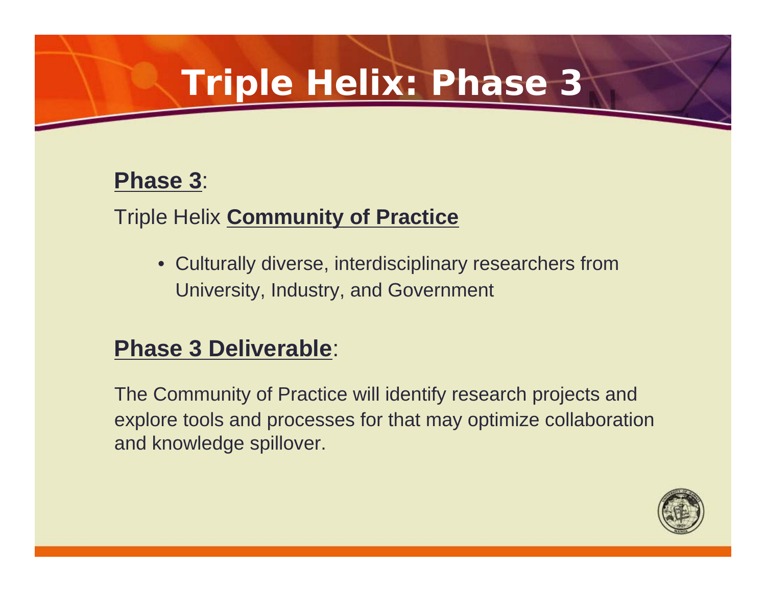# Triple Helix: Phase 3

**Phase 3**:

Triple Helix **Community of Practice**

- Culturally diverse, interdisciplinary researchers from University, Industry, and Government

**Phase 3 Deliverable**:

The Community of Practice will identify research projects and explore tools and processes for that may optimize collaboration and knowledge spillover.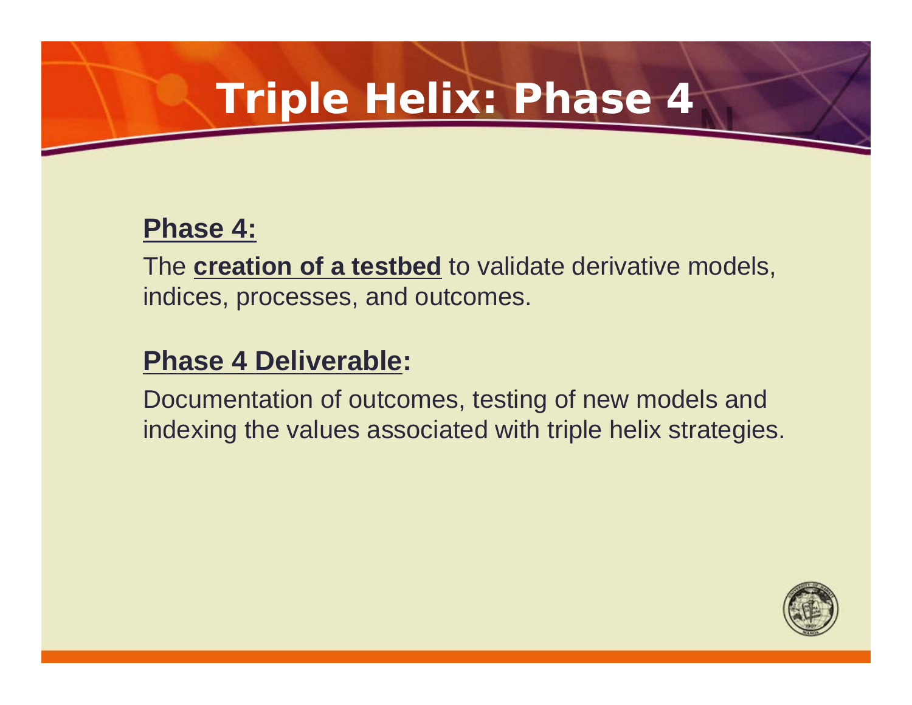# Triple Helix: Phase 4

**Phase 4:**

The **creation of a testbed** to validate derivative models, indices, processes, and outcomes.

**Phase 4 Deliverable:**

Documentation of outcomes, testing of new models and indexing the values associated with triple helix strategies.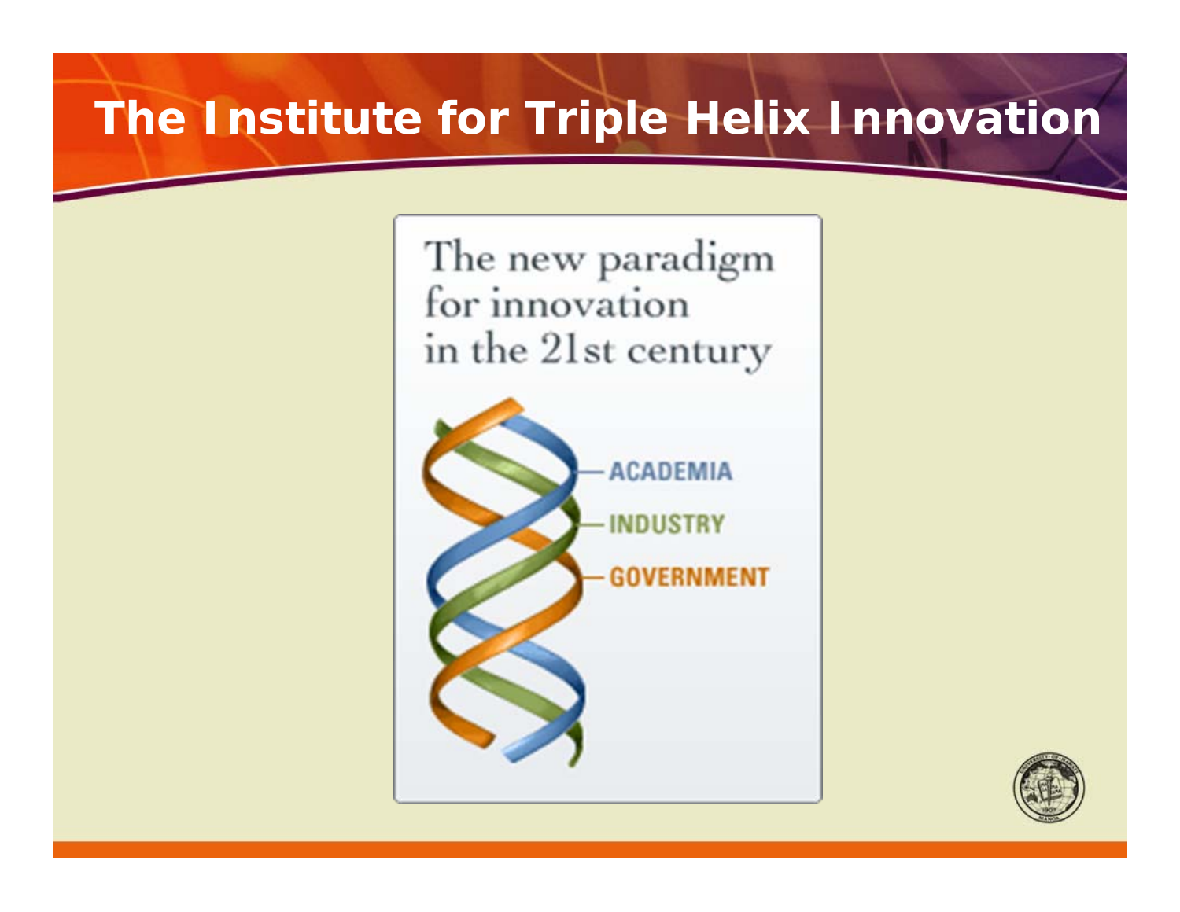# The Institute for Triple Helix Innovation

The new paradigm for innovation in the 21st century

ACADEMIA

INDUSTRY

GOVERNMENT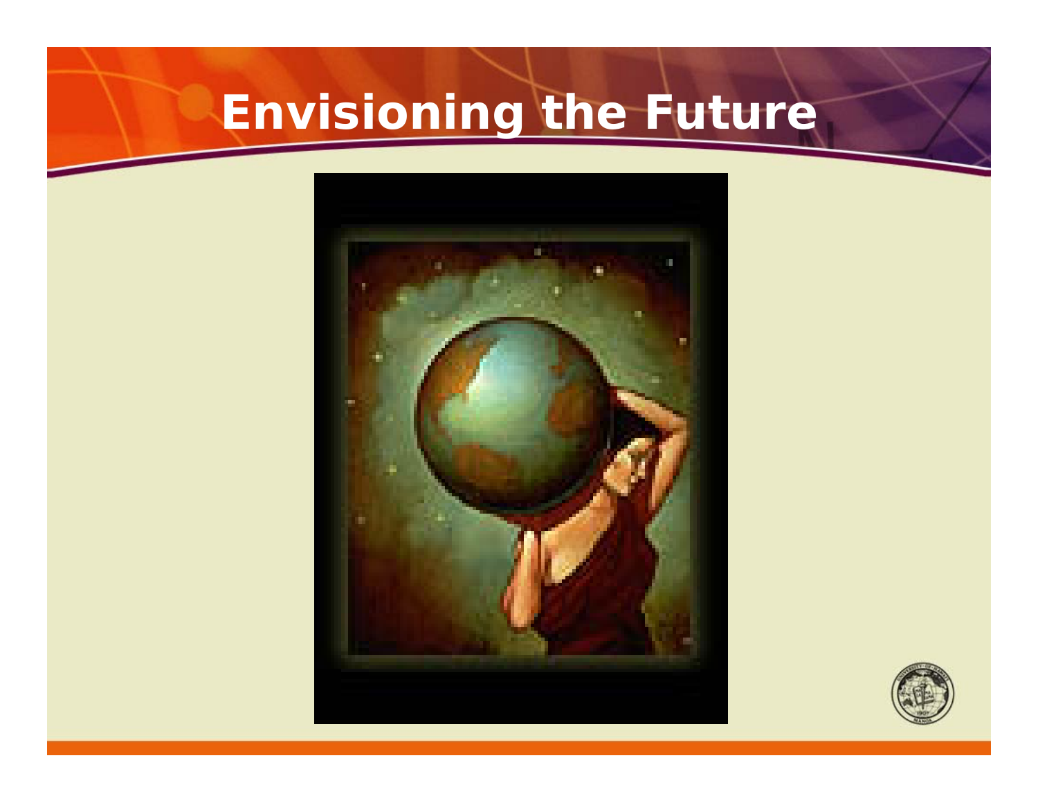# Envisioning the Future